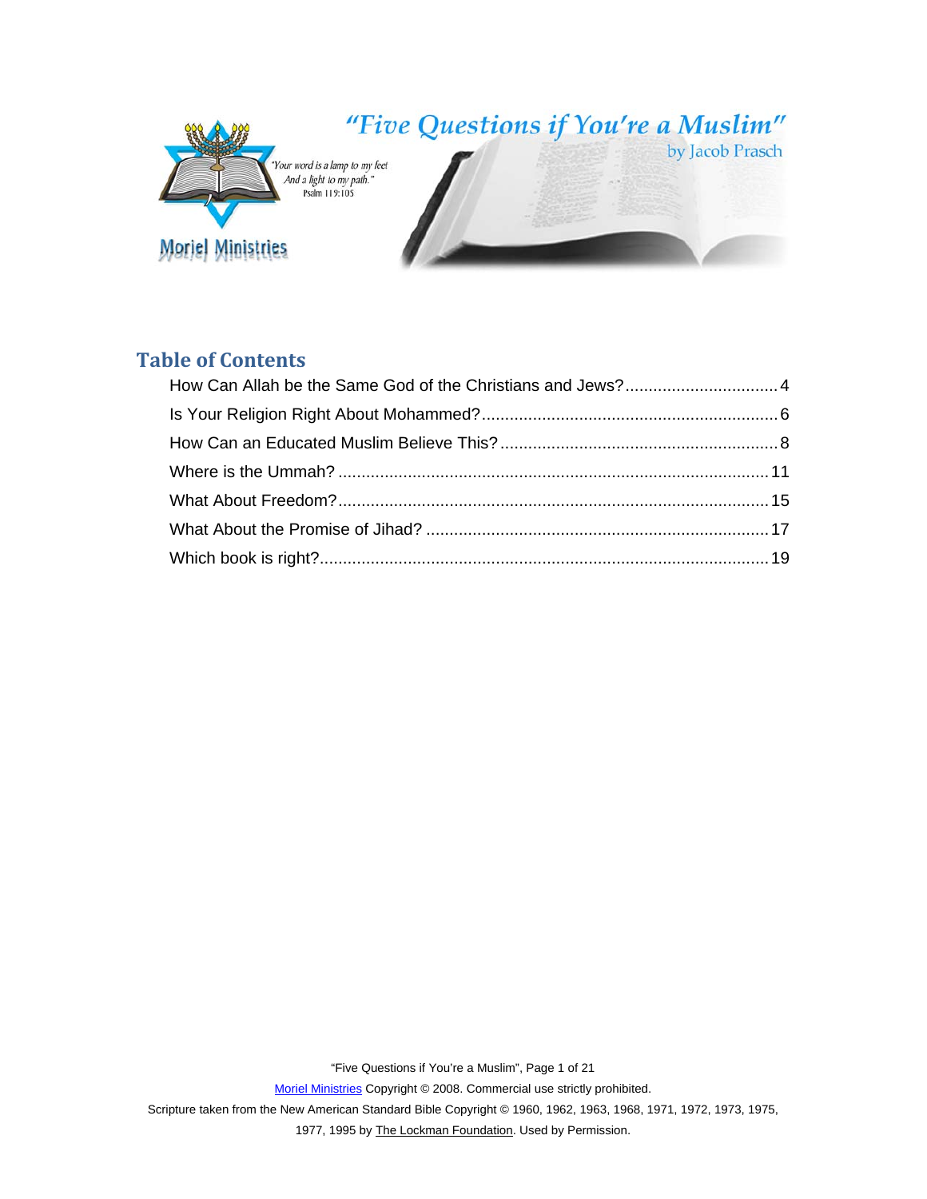# "Five Questions if You're a Muslim"

by Jacob Prasch

"Your word is a lamp to my feet
And a light to my path."
Psalm 119:105

Moriel Ministries

## Table of Contents

How Can Allah be the Same God of the Christians and Jews? ..... 4
Is Your Religion Right About Mohammed? ..... 6
How Can an Educated Muslim Believe This? ..... 8
Where is the Ummah? ..... 11
What About Freedom? ..... 15
What About the Promise of Jihad? ..... 17
Which book is right? ..... 19

Moriel Ministries Copyright © 2008. Commercial use strictly prohibited.
Scripture taken from the New American Standard Bible Copyright © 1960, 1962, 1963, 1968, 1971, 1972, 1973, 1975, 1977, 1995 by The Lockman Foundation. Used by Permission.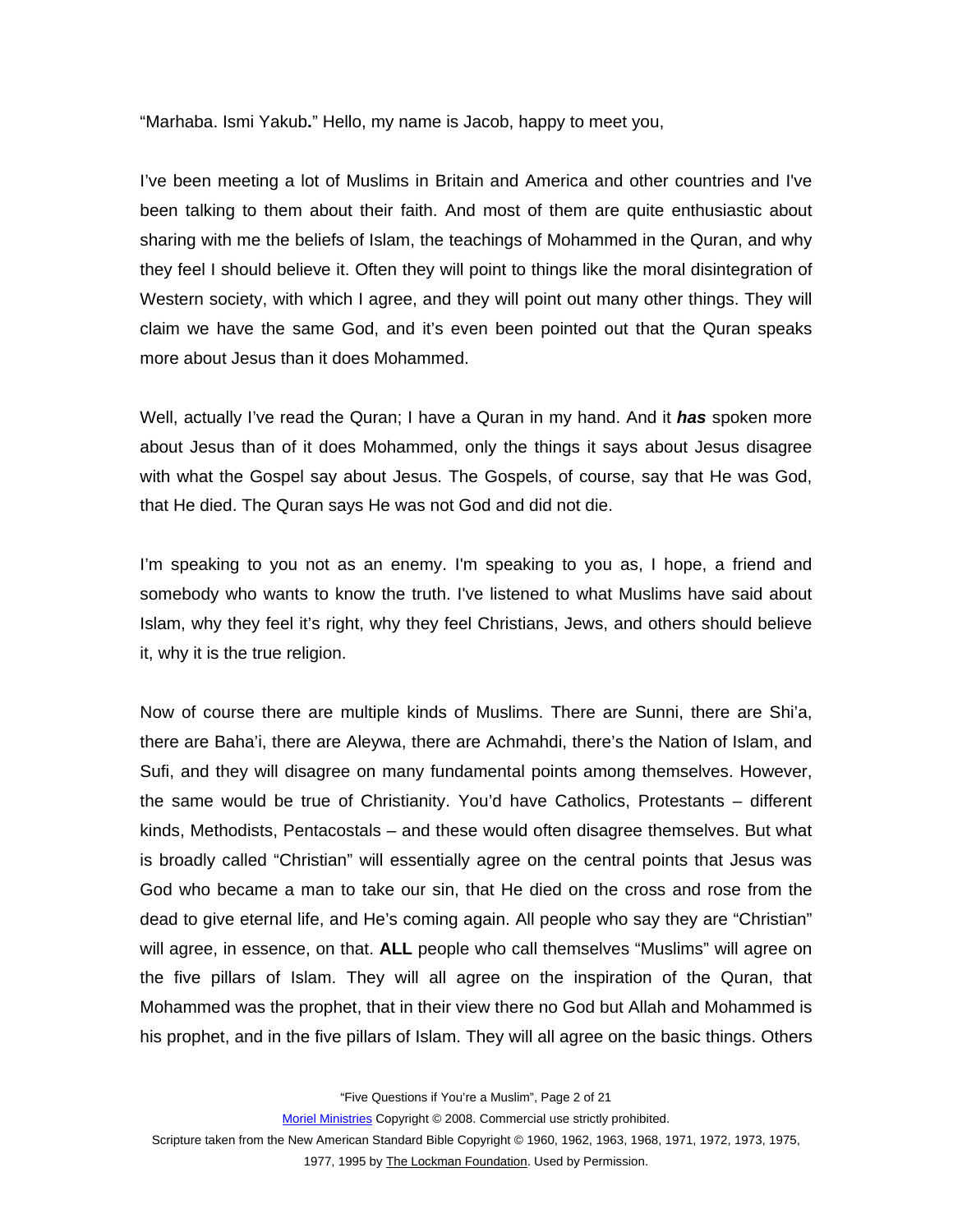"Marhaba. Ismi Yakub**.**" Hello, my name is Jacob, happy to meet you,

I've been meeting a lot of Muslims in Britain and America and other countries and I've been talking to them about their faith. And most of them are quite enthusiastic about sharing with me the beliefs of Islam, the teachings of Mohammed in the Quran, and why they feel I should believe it. Often they will point to things like the moral disintegration of Western society, with which I agree, and they will point out many other things. They will claim we have the same God, and it's even been pointed out that the Quran speaks more about Jesus than it does Mohammed.

Well, actually I've read the Quran; I have a Quran in my hand. And it ***has*** spoken more about Jesus than of it does Mohammed, only the things it says about Jesus disagree with what the Gospel say about Jesus. The Gospels, of course, say that He was God, that He died. The Quran says He was not God and did not die.

I'm speaking to you not as an enemy. I'm speaking to you as, I hope, a friend and somebody who wants to know the truth. I've listened to what Muslims have said about Islam, why they feel it's right, why they feel Christians, Jews, and others should believe it, why it is the true religion.

Now of course there are multiple kinds of Muslims. There are Sunni, there are Shi'a, there are Baha'i, there are Aleywa, there are Achmahdi, there's the Nation of Islam, and Sufi, and they will disagree on many fundamental points among themselves. However, the same would be true of Christianity. You'd have Catholics, Protestants – different kinds, Methodists, Pentacostals – and these would often disagree themselves. But what is broadly called "Christian" will essentially agree on the central points that Jesus was God who became a man to take our sin, that He died on the cross and rose from the dead to give eternal life, and He's coming again. All people who say they are "Christian" will agree, in essence, on that. **ALL** people who call themselves "Muslims" will agree on the five pillars of Islam. They will all agree on the inspiration of the Quran, that Mohammed was the prophet, that in their view there no God but Allah and Mohammed is his prophet, and in the five pillars of Islam. They will all agree on the basic things. Others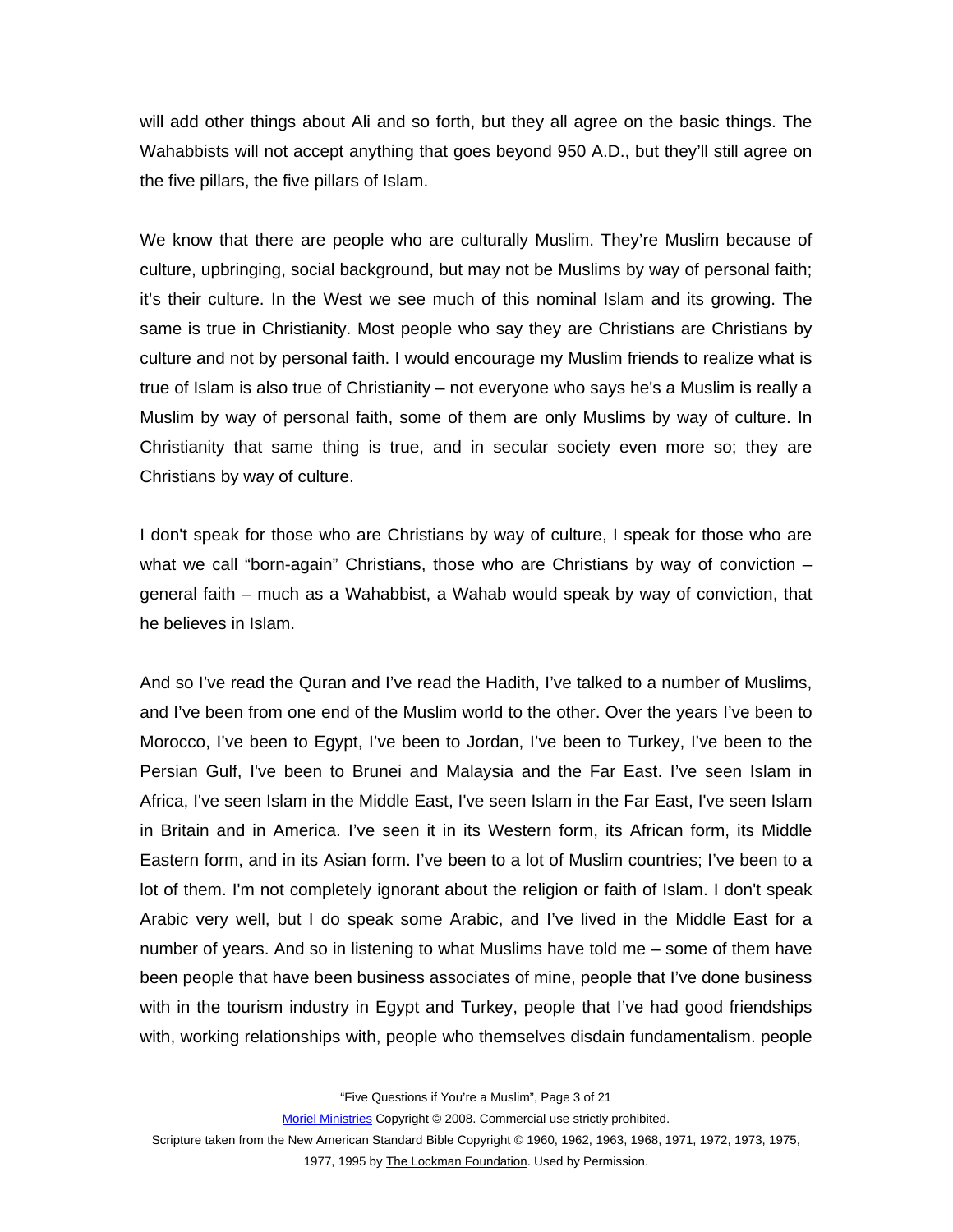will add other things about Ali and so forth, but they all agree on the basic things. The Wahabbists will not accept anything that goes beyond 950 A.D., but they'll still agree on the five pillars, the five pillars of Islam.

We know that there are people who are culturally Muslim. They're Muslim because of culture, upbringing, social background, but may not be Muslims by way of personal faith; it's their culture. In the West we see much of this nominal Islam and its growing. The same is true in Christianity. Most people who say they are Christians are Christians by culture and not by personal faith. I would encourage my Muslim friends to realize what is true of Islam is also true of Christianity – not everyone who says he's a Muslim is really a Muslim by way of personal faith, some of them are only Muslims by way of culture. In Christianity that same thing is true, and in secular society even more so; they are Christians by way of culture.

I don't speak for those who are Christians by way of culture, I speak for those who are what we call "born-again" Christians, those who are Christians by way of conviction – general faith – much as a Wahabbist, a Wahab would speak by way of conviction, that he believes in Islam.

And so I've read the Quran and I've read the Hadith, I've talked to a number of Muslims, and I've been from one end of the Muslim world to the other. Over the years I've been to Morocco, I've been to Egypt, I've been to Jordan, I've been to Turkey, I've been to the Persian Gulf, I've been to Brunei and Malaysia and the Far East. I've seen Islam in Africa, I've seen Islam in the Middle East, I've seen Islam in the Far East, I've seen Islam in Britain and in America. I've seen it in its Western form, its African form, its Middle Eastern form, and in its Asian form. I've been to a lot of Muslim countries; I've been to a lot of them. I'm not completely ignorant about the religion or faith of Islam. I don't speak Arabic very well, but I do speak some Arabic, and I've lived in the Middle East for a number of years. And so in listening to what Muslims have told me – some of them have been people that have been business associates of mine, people that I've done business with in the tourism industry in Egypt and Turkey, people that I've had good friendships with, working relationships with, people who themselves disdain fundamentalism. people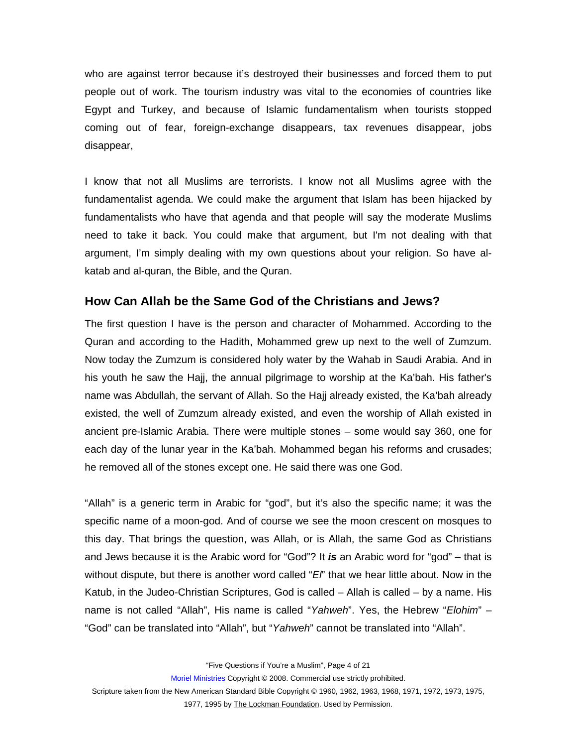who are against terror because it's destroyed their businesses and forced them to put people out of work. The tourism industry was vital to the economies of countries like Egypt and Turkey, and because of Islamic fundamentalism when tourists stopped coming out of fear, foreign-exchange disappears, tax revenues disappear, jobs disappear,

I know that not all Muslims are terrorists. I know not all Muslims agree with the fundamentalist agenda. We could make the argument that Islam has been hijacked by fundamentalists who have that agenda and that people will say the moderate Muslims need to take it back. You could make that argument, but I'm not dealing with that argument, I'm simply dealing with my own questions about your religion. So have al-katab and al-quran, the Bible, and the Quran.

## How Can Allah be the Same God of the Christians and Jews?

The first question I have is the person and character of Mohammed. According to the Quran and according to the Hadith, Mohammed grew up next to the well of Zumzum. Now today the Zumzum is considered holy water by the Wahab in Saudi Arabia. And in his youth he saw the Hajj, the annual pilgrimage to worship at the Ka'bah. His father's name was Abdullah, the servant of Allah. So the Hajj already existed, the Ka'bah already existed, the well of Zumzum already existed, and even the worship of Allah existed in ancient pre-Islamic Arabia. There were multiple stones – some would say 360, one for each day of the lunar year in the Ka'bah. Mohammed began his reforms and crusades; he removed all of the stones except one. He said there was one God.

"Allah" is a generic term in Arabic for "god", but it's also the specific name; it was the specific name of a moon-god. And of course we see the moon crescent on mosques to this day. That brings the question, was Allah, or is Allah, the same God as Christians and Jews because it is the Arabic word for "God"? It ***is*** an Arabic word for "god" – that is without dispute, but there is another word called "*El*" that we hear little about. Now in the Katub, in the Judeo-Christian Scriptures, God is called – Allah is called – by a name. His name is not called "Allah", His name is called "*Yahweh*". Yes, the Hebrew "*Elohim*" – "God" can be translated into "Allah", but "*Yahweh*" cannot be translated into "Allah".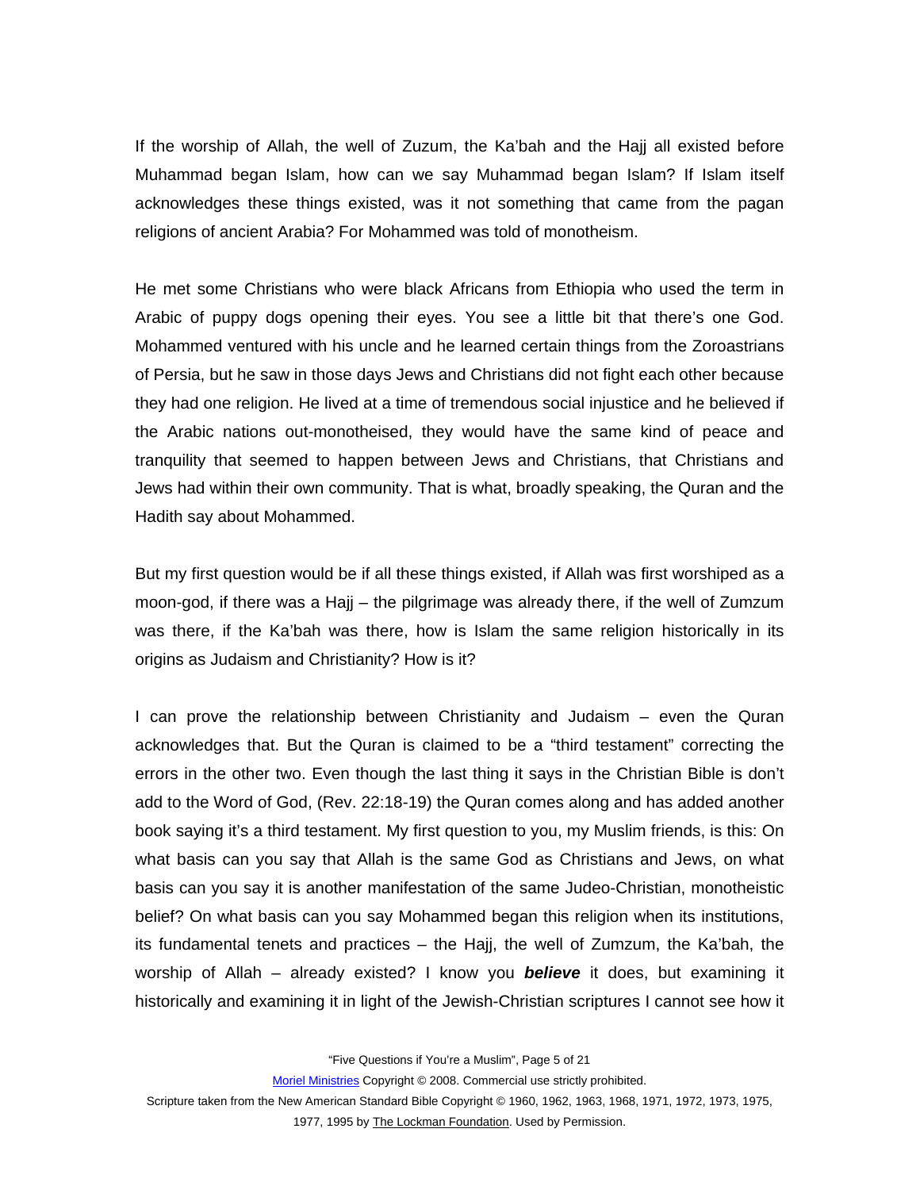If the worship of Allah, the well of Zuzum, the Ka'bah and the Hajj all existed before Muhammad began Islam, how can we say Muhammad began Islam? If Islam itself acknowledges these things existed, was it not something that came from the pagan religions of ancient Arabia? For Mohammed was told of monotheism.

He met some Christians who were black Africans from Ethiopia who used the term in Arabic of puppy dogs opening their eyes. You see a little bit that there's one God. Mohammed ventured with his uncle and he learned certain things from the Zoroastrians of Persia, but he saw in those days Jews and Christians did not fight each other because they had one religion. He lived at a time of tremendous social injustice and he believed if the Arabic nations out-monotheised, they would have the same kind of peace and tranquility that seemed to happen between Jews and Christians, that Christians and Jews had within their own community. That is what, broadly speaking, the Quran and the Hadith say about Mohammed.

But my first question would be if all these things existed, if Allah was first worshiped as a moon-god, if there was a Hajj – the pilgrimage was already there, if the well of Zumzum was there, if the Ka'bah was there, how is Islam the same religion historically in its origins as Judaism and Christianity? How is it?

I can prove the relationship between Christianity and Judaism – even the Quran acknowledges that. But the Quran is claimed to be a "third testament" correcting the errors in the other two. Even though the last thing it says in the Christian Bible is don't add to the Word of God, (Rev. 22:18-19) the Quran comes along and has added another book saying it's a third testament. My first question to you, my Muslim friends, is this: On what basis can you say that Allah is the same God as Christians and Jews, on what basis can you say it is another manifestation of the same Judeo-Christian, monotheistic belief? On what basis can you say Mohammed began this religion when its institutions, its fundamental tenets and practices – the Hajj, the well of Zumzum, the Ka'bah, the worship of Allah – already existed? I know you ***believe*** it does, but examining it historically and examining it in light of the Jewish-Christian scriptures I cannot see how it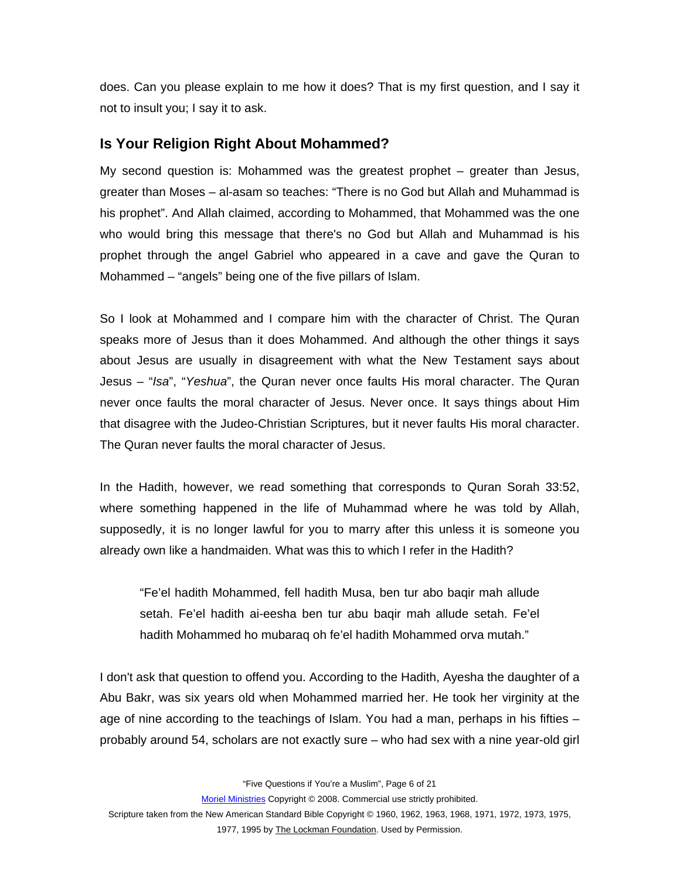does. Can you please explain to me how it does? That is my first question, and I say it not to insult you; I say it to ask.

## Is Your Religion Right About Mohammed?

My second question is: Mohammed was the greatest prophet – greater than Jesus, greater than Moses – al-asam so teaches: "There is no God but Allah and Muhammad is his prophet". And Allah claimed, according to Mohammed, that Mohammed was the one who would bring this message that there's no God but Allah and Muhammad is his prophet through the angel Gabriel who appeared in a cave and gave the Quran to Mohammed – "angels" being one of the five pillars of Islam.

So I look at Mohammed and I compare him with the character of Christ. The Quran speaks more of Jesus than it does Mohammed. And although the other things it says about Jesus are usually in disagreement with what the New Testament says about Jesus – "*Isa*", "*Yeshua*", the Quran never once faults His moral character. The Quran never once faults the moral character of Jesus. Never once. It says things about Him that disagree with the Judeo-Christian Scriptures, but it never faults His moral character. The Quran never faults the moral character of Jesus.

In the Hadith, however, we read something that corresponds to Quran Sorah 33:52, where something happened in the life of Muhammad where he was told by Allah, supposedly, it is no longer lawful for you to marry after this unless it is someone you already own like a handmaiden. What was this to which I refer in the Hadith?

> "Fe'el hadith Mohammed, fell hadith Musa, ben tur abo baqir mah allude setah. Fe'el hadith ai-eesha ben tur abu baqir mah allude setah. Fe'el hadith Mohammed ho mubaraq oh fe'el hadith Mohammed orva mutah."

I don't ask that question to offend you. According to the Hadith, Ayesha the daughter of a Abu Bakr, was six years old when Mohammed married her. He took her virginity at the age of nine according to the teachings of Islam. You had a man, perhaps in his fifties – probably around 54, scholars are not exactly sure – who had sex with a nine year-old girl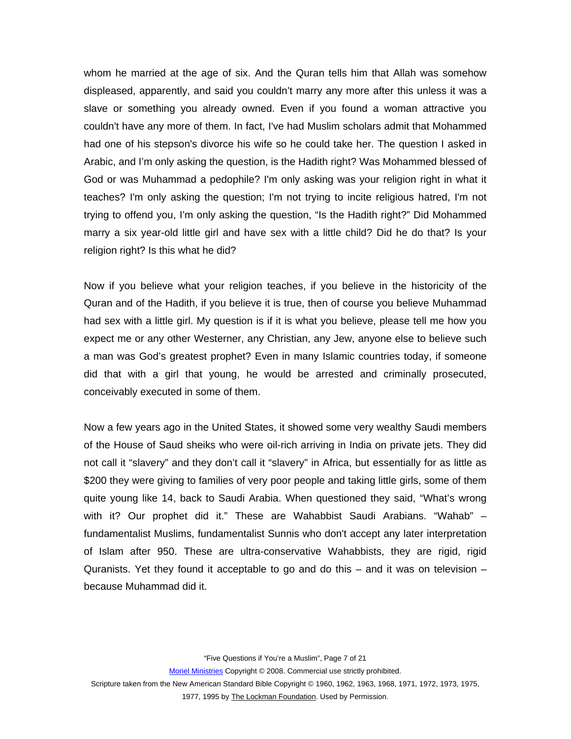whom he married at the age of six. And the Quran tells him that Allah was somehow displeased, apparently, and said you couldn't marry any more after this unless it was a slave or something you already owned. Even if you found a woman attractive you couldn't have any more of them. In fact, I've had Muslim scholars admit that Mohammed had one of his stepson's divorce his wife so he could take her. The question I asked in Arabic, and I'm only asking the question, is the Hadith right? Was Mohammed blessed of God or was Muhammad a pedophile? I'm only asking was your religion right in what it teaches? I'm only asking the question; I'm not trying to incite religious hatred, I'm not trying to offend you, I'm only asking the question, "Is the Hadith right?" Did Mohammed marry a six year-old little girl and have sex with a little child? Did he do that? Is your religion right? Is this what he did?

Now if you believe what your religion teaches, if you believe in the historicity of the Quran and of the Hadith, if you believe it is true, then of course you believe Muhammad had sex with a little girl. My question is if it is what you believe, please tell me how you expect me or any other Westerner, any Christian, any Jew, anyone else to believe such a man was God's greatest prophet? Even in many Islamic countries today, if someone did that with a girl that young, he would be arrested and criminally prosecuted, conceivably executed in some of them.

Now a few years ago in the United States, it showed some very wealthy Saudi members of the House of Saud sheiks who were oil-rich arriving in India on private jets. They did not call it "slavery" and they don't call it "slavery" in Africa, but essentially for as little as $200 they were giving to families of very poor people and taking little girls, some of them quite young like 14, back to Saudi Arabia. When questioned they said, "What's wrong with it? Our prophet did it." These are Wahabbist Saudi Arabians. "Wahab" – fundamentalist Muslims, fundamentalist Sunnis who don't accept any later interpretation of Islam after 950. These are ultra-conservative Wahabbists, they are rigid, rigid Quranists. Yet they found it acceptable to go and do this – and it was on television – because Muhammad did it.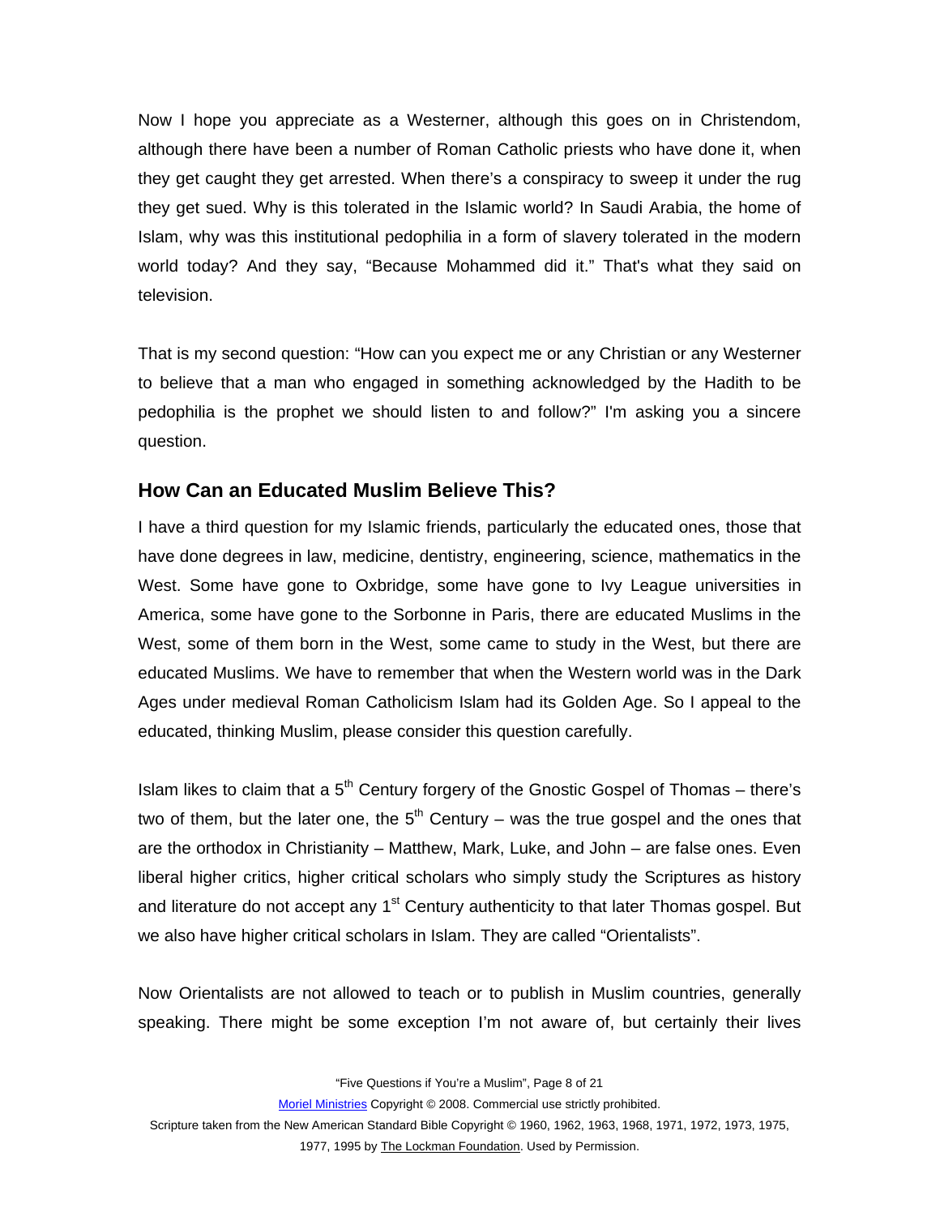Now I hope you appreciate as a Westerner, although this goes on in Christendom, although there have been a number of Roman Catholic priests who have done it, when they get caught they get arrested. When there's a conspiracy to sweep it under the rug they get sued. Why is this tolerated in the Islamic world? In Saudi Arabia, the home of Islam, why was this institutional pedophilia in a form of slavery tolerated in the modern world today? And they say, "Because Mohammed did it." That's what they said on television.

That is my second question: "How can you expect me or any Christian or any Westerner to believe that a man who engaged in something acknowledged by the Hadith to be pedophilia is the prophet we should listen to and follow?" I'm asking you a sincere question.

## How Can an Educated Muslim Believe This?

I have a third question for my Islamic friends, particularly the educated ones, those that have done degrees in law, medicine, dentistry, engineering, science, mathematics in the West. Some have gone to Oxbridge, some have gone to Ivy League universities in America, some have gone to the Sorbonne in Paris, there are educated Muslims in the West, some of them born in the West, some came to study in the West, but there are educated Muslims. We have to remember that when the Western world was in the Dark Ages under medieval Roman Catholicism Islam had its Golden Age. So I appeal to the educated, thinking Muslim, please consider this question carefully.

Islam likes to claim that a 5th Century forgery of the Gnostic Gospel of Thomas – there's two of them, but the later one, the 5th Century – was the true gospel and the ones that are the orthodox in Christianity – Matthew, Mark, Luke, and John – are false ones. Even liberal higher critics, higher critical scholars who simply study the Scriptures as history and literature do not accept any 1st Century authenticity to that later Thomas gospel. But we also have higher critical scholars in Islam. They are called "Orientalists".

Now Orientalists are not allowed to teach or to publish in Muslim countries, generally speaking. There might be some exception I'm not aware of, but certainly their lives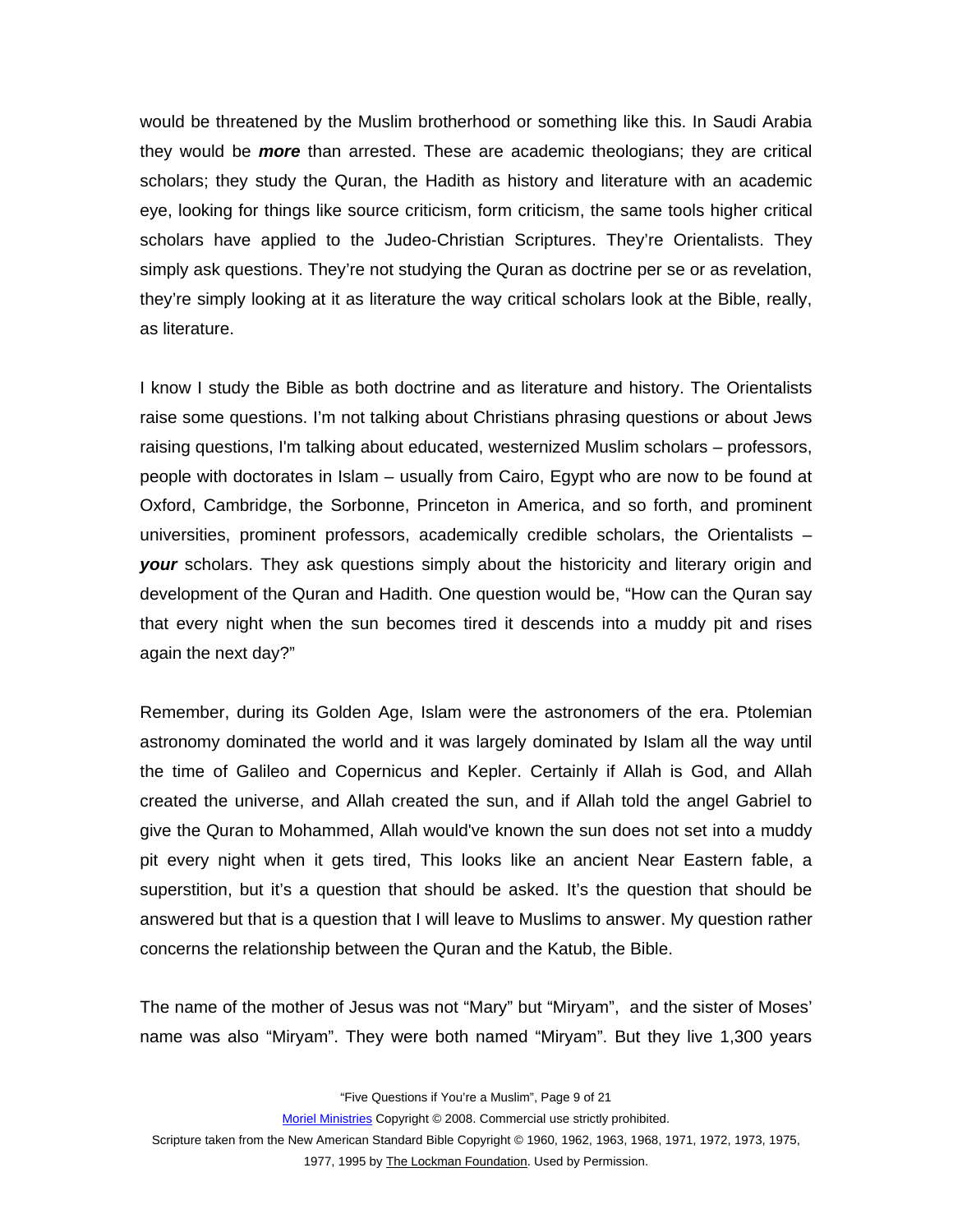would be threatened by the Muslim brotherhood or something like this. In Saudi Arabia they would be ***more*** than arrested. These are academic theologians; they are critical scholars; they study the Quran, the Hadith as history and literature with an academic eye, looking for things like source criticism, form criticism, the same tools higher critical scholars have applied to the Judeo-Christian Scriptures. They're Orientalists. They simply ask questions. They're not studying the Quran as doctrine per se or as revelation, they're simply looking at it as literature the way critical scholars look at the Bible, really, as literature.

I know I study the Bible as both doctrine and as literature and history. The Orientalists raise some questions. I'm not talking about Christians phrasing questions or about Jews raising questions, I'm talking about educated, westernized Muslim scholars – professors, people with doctorates in Islam – usually from Cairo, Egypt who are now to be found at Oxford, Cambridge, the Sorbonne, Princeton in America, and so forth, and prominent universities, prominent professors, academically credible scholars, the Orientalists – ***your*** scholars. They ask questions simply about the historicity and literary origin and development of the Quran and Hadith. One question would be, "How can the Quran say that every night when the sun becomes tired it descends into a muddy pit and rises again the next day?"

Remember, during its Golden Age, Islam were the astronomers of the era. Ptolemian astronomy dominated the world and it was largely dominated by Islam all the way until the time of Galileo and Copernicus and Kepler. Certainly if Allah is God, and Allah created the universe, and Allah created the sun, and if Allah told the angel Gabriel to give the Quran to Mohammed, Allah would've known the sun does not set into a muddy pit every night when it gets tired, This looks like an ancient Near Eastern fable, a superstition, but it's a question that should be asked. It's the question that should be answered but that is a question that I will leave to Muslims to answer. My question rather concerns the relationship between the Quran and the Katub, the Bible.

The name of the mother of Jesus was not "Mary" but "Miryam", and the sister of Moses' name was also "Miryam". They were both named "Miryam". But they live 1,300 years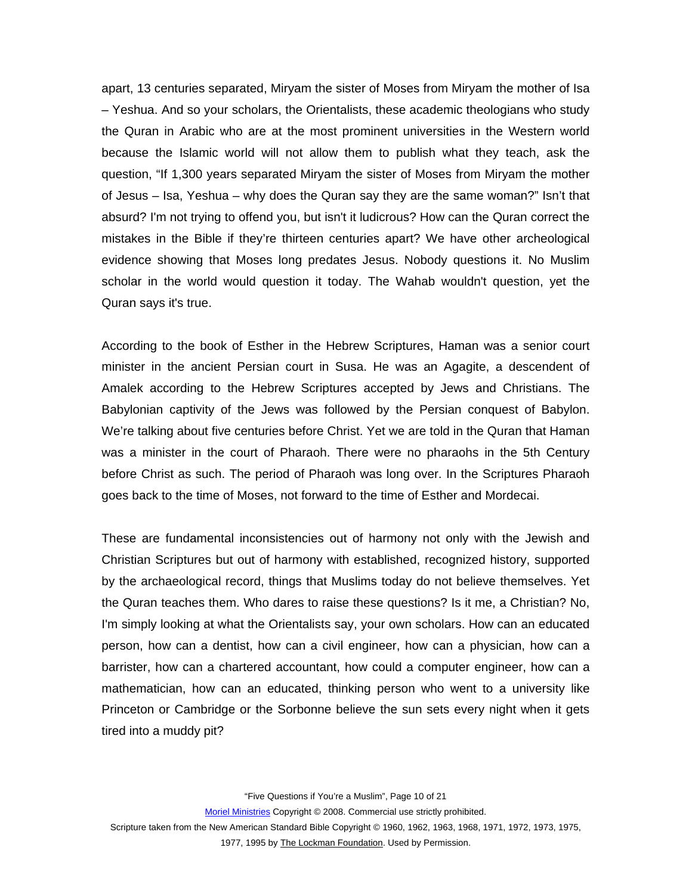apart, 13 centuries separated, Miryam the sister of Moses from Miryam the mother of Isa – Yeshua. And so your scholars, the Orientalists, these academic theologians who study the Quran in Arabic who are at the most prominent universities in the Western world because the Islamic world will not allow them to publish what they teach, ask the question, "If 1,300 years separated Miryam the sister of Moses from Miryam the mother of Jesus – Isa, Yeshua – why does the Quran say they are the same woman?" Isn't that absurd? I'm not trying to offend you, but isn't it ludicrous? How can the Quran correct the mistakes in the Bible if they're thirteen centuries apart? We have other archeological evidence showing that Moses long predates Jesus. Nobody questions it. No Muslim scholar in the world would question it today. The Wahab wouldn't question, yet the Quran says it's true.

According to the book of Esther in the Hebrew Scriptures, Haman was a senior court minister in the ancient Persian court in Susa. He was an Agagite, a descendent of Amalek according to the Hebrew Scriptures accepted by Jews and Christians. The Babylonian captivity of the Jews was followed by the Persian conquest of Babylon. We're talking about five centuries before Christ. Yet we are told in the Quran that Haman was a minister in the court of Pharaoh. There were no pharaohs in the 5th Century before Christ as such. The period of Pharaoh was long over. In the Scriptures Pharaoh goes back to the time of Moses, not forward to the time of Esther and Mordecai.

These are fundamental inconsistencies out of harmony not only with the Jewish and Christian Scriptures but out of harmony with established, recognized history, supported by the archaeological record, things that Muslims today do not believe themselves. Yet the Quran teaches them. Who dares to raise these questions? Is it me, a Christian? No, I'm simply looking at what the Orientalists say, your own scholars. How can an educated person, how can a dentist, how can a civil engineer, how can a physician, how can a barrister, how can a chartered accountant, how could a computer engineer, how can a mathematician, how can an educated, thinking person who went to a university like Princeton or Cambridge or the Sorbonne believe the sun sets every night when it gets tired into a muddy pit?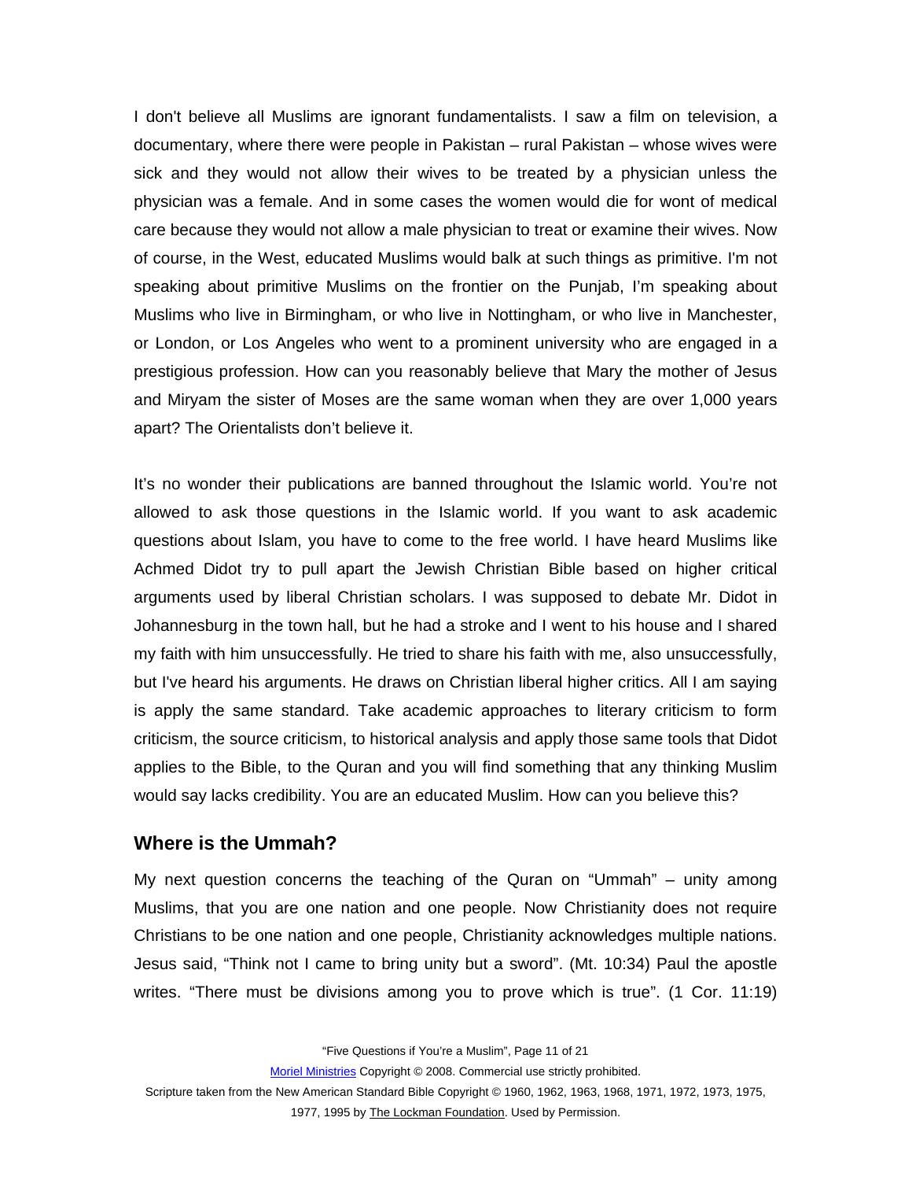I don't believe all Muslims are ignorant fundamentalists. I saw a film on television, a documentary, where there were people in Pakistan – rural Pakistan – whose wives were sick and they would not allow their wives to be treated by a physician unless the physician was a female. And in some cases the women would die for wont of medical care because they would not allow a male physician to treat or examine their wives. Now of course, in the West, educated Muslims would balk at such things as primitive. I'm not speaking about primitive Muslims on the frontier on the Punjab, I'm speaking about Muslims who live in Birmingham, or who live in Nottingham, or who live in Manchester, or London, or Los Angeles who went to a prominent university who are engaged in a prestigious profession. How can you reasonably believe that Mary the mother of Jesus and Miryam the sister of Moses are the same woman when they are over 1,000 years apart? The Orientalists don't believe it.

It's no wonder their publications are banned throughout the Islamic world. You're not allowed to ask those questions in the Islamic world. If you want to ask academic questions about Islam, you have to come to the free world. I have heard Muslims like Achmed Didot try to pull apart the Jewish Christian Bible based on higher critical arguments used by liberal Christian scholars. I was supposed to debate Mr. Didot in Johannesburg in the town hall, but he had a stroke and I went to his house and I shared my faith with him unsuccessfully. He tried to share his faith with me, also unsuccessfully, but I've heard his arguments. He draws on Christian liberal higher critics. All I am saying is apply the same standard. Take academic approaches to literary criticism to form criticism, the source criticism, to historical analysis and apply those same tools that Didot applies to the Bible, to the Quran and you will find something that any thinking Muslim would say lacks credibility. You are an educated Muslim. How can you believe this?

## Where is the Ummah?

My next question concerns the teaching of the Quran on "Ummah" – unity among Muslims, that you are one nation and one people. Now Christianity does not require Christians to be one nation and one people, Christianity acknowledges multiple nations. Jesus said, "Think not I came to bring unity but a sword". (Mt. 10:34) Paul the apostle writes. "There must be divisions among you to prove which is true". (1 Cor. 11:19)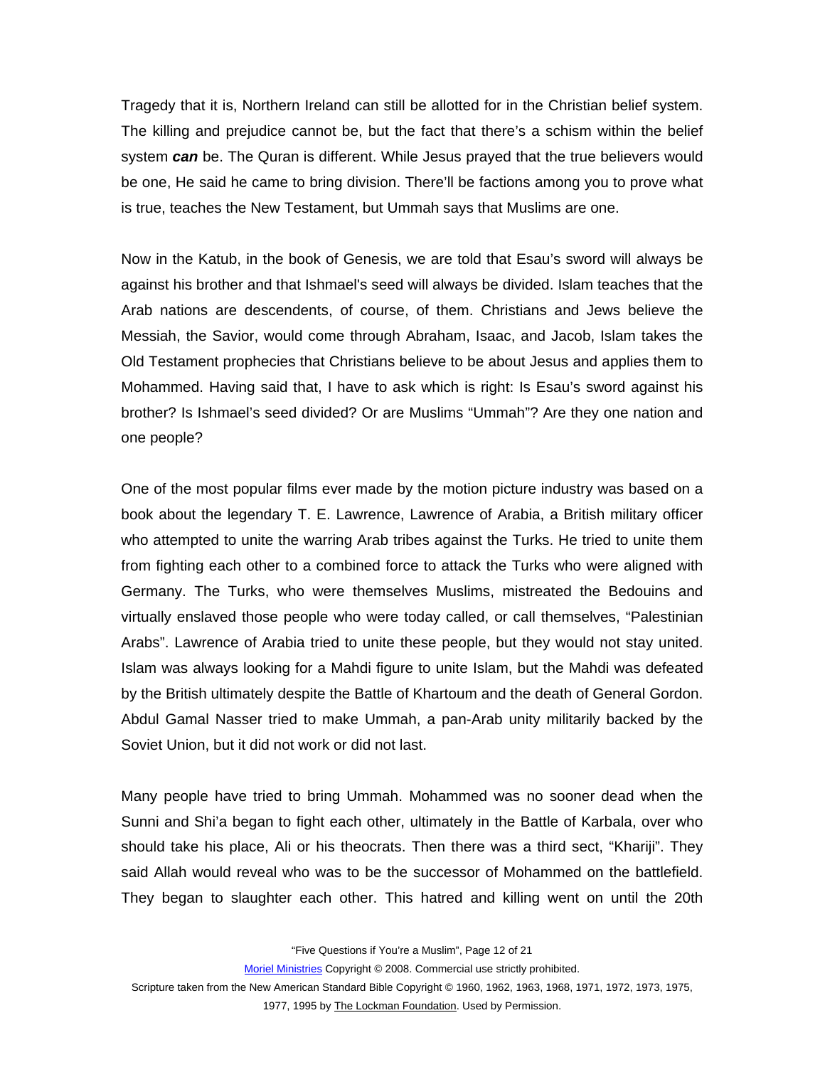Tragedy that it is, Northern Ireland can still be allotted for in the Christian belief system. The killing and prejudice cannot be, but the fact that there's a schism within the belief system ***can*** be. The Quran is different. While Jesus prayed that the true believers would be one, He said he came to bring division. There'll be factions among you to prove what is true, teaches the New Testament, but Ummah says that Muslims are one.

Now in the Katub, in the book of Genesis, we are told that Esau's sword will always be against his brother and that Ishmael's seed will always be divided. Islam teaches that the Arab nations are descendents, of course, of them. Christians and Jews believe the Messiah, the Savior, would come through Abraham, Isaac, and Jacob, Islam takes the Old Testament prophecies that Christians believe to be about Jesus and applies them to Mohammed. Having said that, I have to ask which is right: Is Esau's sword against his brother? Is Ishmael's seed divided? Or are Muslims "Ummah"? Are they one nation and one people?

One of the most popular films ever made by the motion picture industry was based on a book about the legendary T. E. Lawrence, Lawrence of Arabia, a British military officer who attempted to unite the warring Arab tribes against the Turks. He tried to unite them from fighting each other to a combined force to attack the Turks who were aligned with Germany. The Turks, who were themselves Muslims, mistreated the Bedouins and virtually enslaved those people who were today called, or call themselves, "Palestinian Arabs". Lawrence of Arabia tried to unite these people, but they would not stay united. Islam was always looking for a Mahdi figure to unite Islam, but the Mahdi was defeated by the British ultimately despite the Battle of Khartoum and the death of General Gordon. Abdul Gamal Nasser tried to make Ummah, a pan-Arab unity militarily backed by the Soviet Union, but it did not work or did not last.

Many people have tried to bring Ummah. Mohammed was no sooner dead when the Sunni and Shi'a began to fight each other, ultimately in the Battle of Karbala, over who should take his place, Ali or his theocrats. Then there was a third sect, "Khariji". They said Allah would reveal who was to be the successor of Mohammed on the battlefield. They began to slaughter each other. This hatred and killing went on until the 20th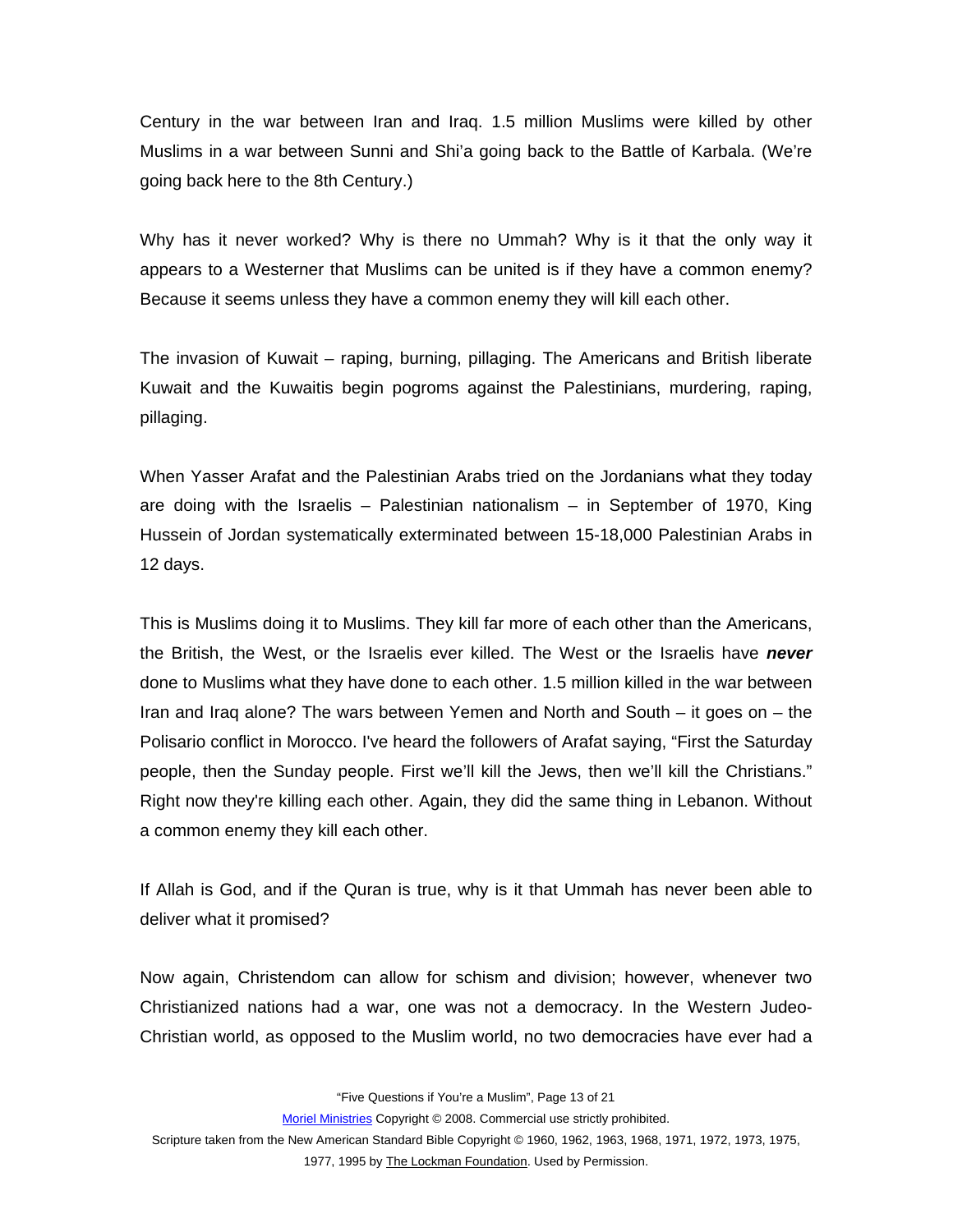Century in the war between Iran and Iraq. 1.5 million Muslims were killed by other Muslims in a war between Sunni and Shi'a going back to the Battle of Karbala. (We're going back here to the 8th Century.)

Why has it never worked? Why is there no Ummah? Why is it that the only way it appears to a Westerner that Muslims can be united is if they have a common enemy? Because it seems unless they have a common enemy they will kill each other.

The invasion of Kuwait – raping, burning, pillaging. The Americans and British liberate Kuwait and the Kuwaitis begin pogroms against the Palestinians, murdering, raping, pillaging.

When Yasser Arafat and the Palestinian Arabs tried on the Jordanians what they today are doing with the Israelis – Palestinian nationalism – in September of 1970, King Hussein of Jordan systematically exterminated between 15-18,000 Palestinian Arabs in 12 days.

This is Muslims doing it to Muslims. They kill far more of each other than the Americans, the British, the West, or the Israelis ever killed. The West or the Israelis have ***never*** done to Muslims what they have done to each other. 1.5 million killed in the war between Iran and Iraq alone? The wars between Yemen and North and South – it goes on – the Polisario conflict in Morocco. I've heard the followers of Arafat saying, "First the Saturday people, then the Sunday people. First we'll kill the Jews, then we'll kill the Christians." Right now they're killing each other. Again, they did the same thing in Lebanon. Without a common enemy they kill each other.

If Allah is God, and if the Quran is true, why is it that Ummah has never been able to deliver what it promised?

Now again, Christendom can allow for schism and division; however, whenever two Christianized nations had a war, one was not a democracy. In the Western Judeo-Christian world, as opposed to the Muslim world, no two democracies have ever had a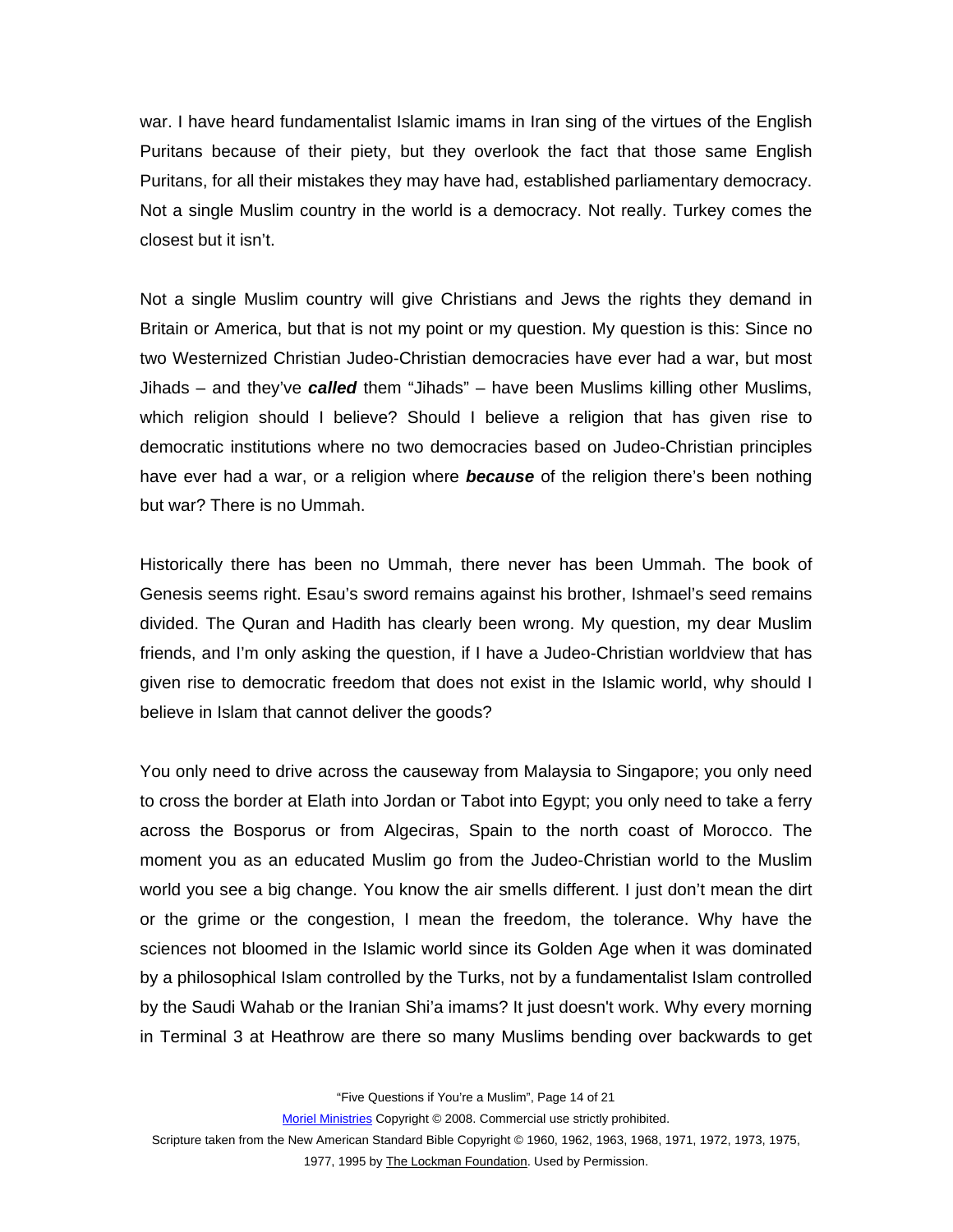war. I have heard fundamentalist Islamic imams in Iran sing of the virtues of the English Puritans because of their piety, but they overlook the fact that those same English Puritans, for all their mistakes they may have had, established parliamentary democracy. Not a single Muslim country in the world is a democracy. Not really. Turkey comes the closest but it isn't.

Not a single Muslim country will give Christians and Jews the rights they demand in Britain or America, but that is not my point or my question. My question is this: Since no two Westernized Christian Judeo-Christian democracies have ever had a war, but most Jihads – and they've ***called*** them "Jihads" – have been Muslims killing other Muslims, which religion should I believe? Should I believe a religion that has given rise to democratic institutions where no two democracies based on Judeo-Christian principles have ever had a war, or a religion where ***because*** of the religion there's been nothing but war? There is no Ummah.

Historically there has been no Ummah, there never has been Ummah. The book of Genesis seems right. Esau's sword remains against his brother, Ishmael's seed remains divided. The Quran and Hadith has clearly been wrong. My question, my dear Muslim friends, and I'm only asking the question, if I have a Judeo-Christian worldview that has given rise to democratic freedom that does not exist in the Islamic world, why should I believe in Islam that cannot deliver the goods?

You only need to drive across the causeway from Malaysia to Singapore; you only need to cross the border at Elath into Jordan or Tabot into Egypt; you only need to take a ferry across the Bosporus or from Algeciras, Spain to the north coast of Morocco. The moment you as an educated Muslim go from the Judeo-Christian world to the Muslim world you see a big change. You know the air smells different. I just don't mean the dirt or the grime or the congestion, I mean the freedom, the tolerance. Why have the sciences not bloomed in the Islamic world since its Golden Age when it was dominated by a philosophical Islam controlled by the Turks, not by a fundamentalist Islam controlled by the Saudi Wahab or the Iranian Shi'a imams? It just doesn't work. Why every morning in Terminal 3 at Heathrow are there so many Muslims bending over backwards to get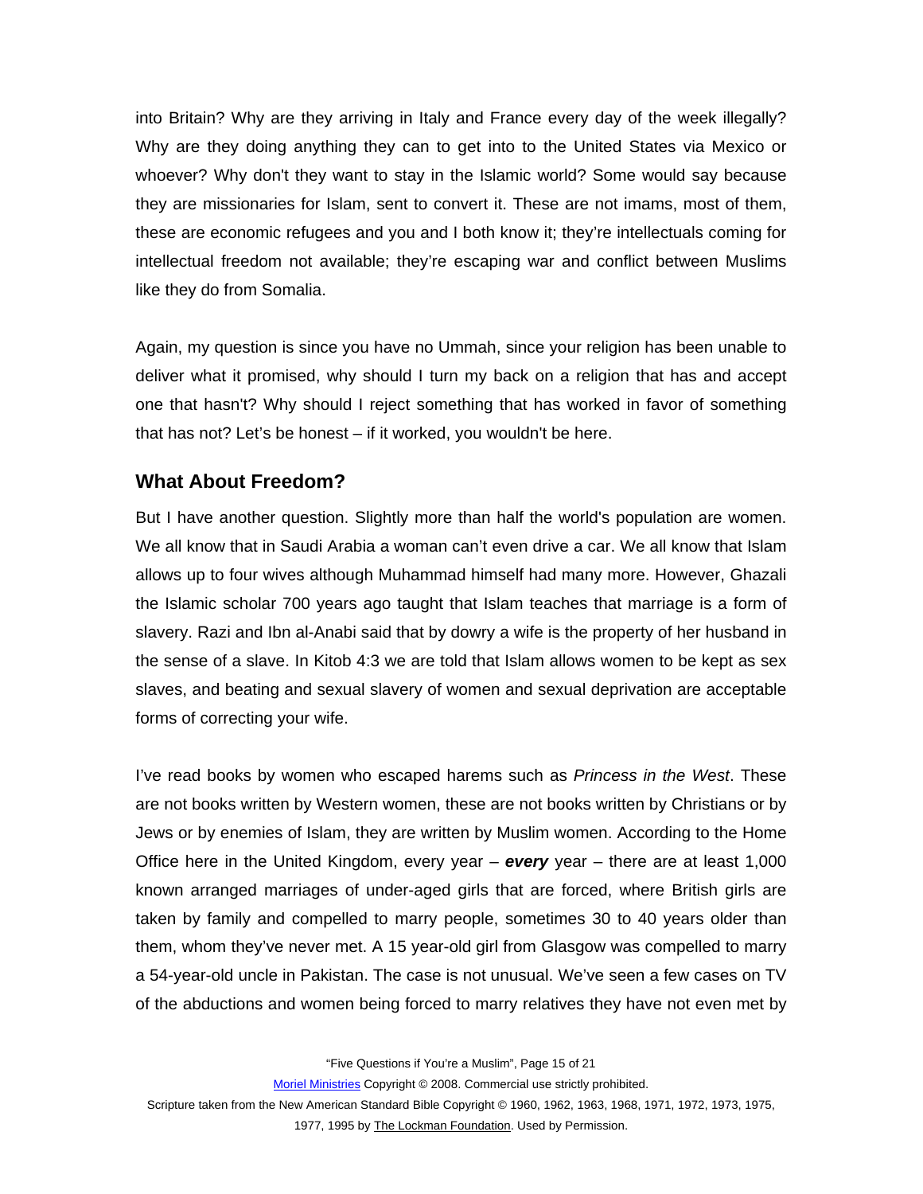into Britain? Why are they arriving in Italy and France every day of the week illegally? Why are they doing anything they can to get into to the United States via Mexico or whoever? Why don't they want to stay in the Islamic world? Some would say because they are missionaries for Islam, sent to convert it. These are not imams, most of them, these are economic refugees and you and I both know it; they're intellectuals coming for intellectual freedom not available; they're escaping war and conflict between Muslims like they do from Somalia.

Again, my question is since you have no Ummah, since your religion has been unable to deliver what it promised, why should I turn my back on a religion that has and accept one that hasn't? Why should I reject something that has worked in favor of something that has not? Let's be honest – if it worked, you wouldn't be here.

## What About Freedom?

But I have another question. Slightly more than half the world's population are women. We all know that in Saudi Arabia a woman can't even drive a car. We all know that Islam allows up to four wives although Muhammad himself had many more. However, Ghazali the Islamic scholar 700 years ago taught that Islam teaches that marriage is a form of slavery. Razi and Ibn al-Anabi said that by dowry a wife is the property of her husband in the sense of a slave. In Kitob 4:3 we are told that Islam allows women to be kept as sex slaves, and beating and sexual slavery of women and sexual deprivation are acceptable forms of correcting your wife.

I've read books by women who escaped harems such as *Princess in the West*. These are not books written by Western women, these are not books written by Christians or by Jews or by enemies of Islam, they are written by Muslim women. According to the Home Office here in the United Kingdom, every year – ***every*** year – there are at least 1,000 known arranged marriages of under-aged girls that are forced, where British girls are taken by family and compelled to marry people, sometimes 30 to 40 years older than them, whom they've never met. A 15 year-old girl from Glasgow was compelled to marry a 54-year-old uncle in Pakistan. The case is not unusual. We've seen a few cases on TV of the abductions and women being forced to marry relatives they have not even met by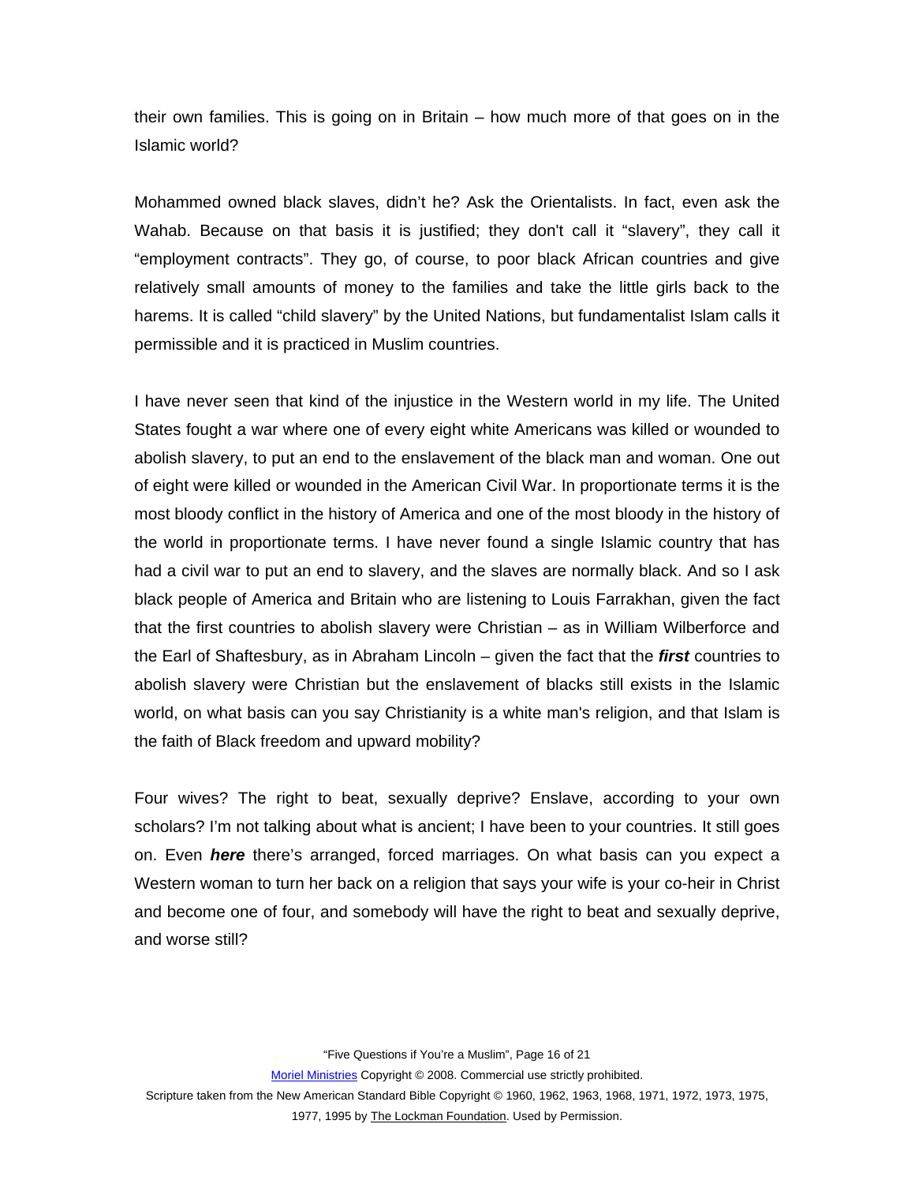their own families. This is going on in Britain – how much more of that goes on in the Islamic world?

Mohammed owned black slaves, didn't he? Ask the Orientalists. In fact, even ask the Wahab. Because on that basis it is justified; they don't call it "slavery", they call it "employment contracts". They go, of course, to poor black African countries and give relatively small amounts of money to the families and take the little girls back to the harems. It is called "child slavery" by the United Nations, but fundamentalist Islam calls it permissible and it is practiced in Muslim countries.

I have never seen that kind of the injustice in the Western world in my life. The United States fought a war where one of every eight white Americans was killed or wounded to abolish slavery, to put an end to the enslavement of the black man and woman. One out of eight were killed or wounded in the American Civil War. In proportionate terms it is the most bloody conflict in the history of America and one of the most bloody in the history of the world in proportionate terms. I have never found a single Islamic country that has had a civil war to put an end to slavery, and the slaves are normally black. And so I ask black people of America and Britain who are listening to Louis Farrakhan, given the fact that the first countries to abolish slavery were Christian – as in William Wilberforce and the Earl of Shaftesbury, as in Abraham Lincoln – given the fact that the ***first*** countries to abolish slavery were Christian but the enslavement of blacks still exists in the Islamic world, on what basis can you say Christianity is a white man's religion, and that Islam is the faith of Black freedom and upward mobility?

Four wives? The right to beat, sexually deprive? Enslave, according to your own scholars? I'm not talking about what is ancient; I have been to your countries. It still goes on. Even ***here*** there's arranged, forced marriages. On what basis can you expect a Western woman to turn her back on a religion that says your wife is your co-heir in Christ and become one of four, and somebody will have the right to beat and sexually deprive, and worse still?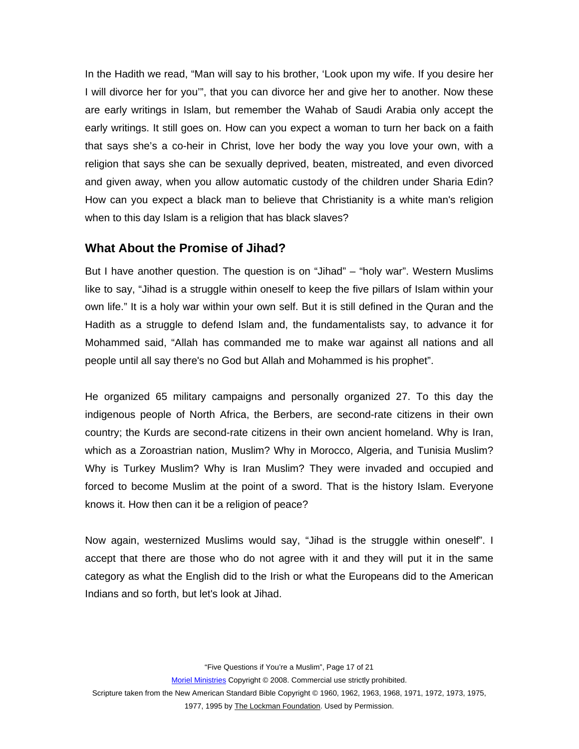In the Hadith we read, “Man will say to his brother, ‘Look upon my wife. If you desire her I will divorce her for you’”, that you can divorce her and give her to another. Now these are early writings in Islam, but remember the Wahab of Saudi Arabia only accept the early writings. It still goes on. How can you expect a woman to turn her back on a faith that says she’s a co-heir in Christ, love her body the way you love your own, with a religion that says she can be sexually deprived, beaten, mistreated, and even divorced and given away, when you allow automatic custody of the children under Sharia Edin? How can you expect a black man to believe that Christianity is a white man's religion when to this day Islam is a religion that has black slaves?

## What About the Promise of Jihad?

But I have another question. The question is on “Jihad” – “holy war”. Western Muslims like to say, “Jihad is a struggle within oneself to keep the five pillars of Islam within your own life.” It is a holy war within your own self. But it is still defined in the Quran and the Hadith as a struggle to defend Islam and, the fundamentalists say, to advance it for Mohammed said, “Allah has commanded me to make war against all nations and all people until all say there's no God but Allah and Mohammed is his prophet”.

He organized 65 military campaigns and personally organized 27. To this day the indigenous people of North Africa, the Berbers, are second-rate citizens in their own country; the Kurds are second-rate citizens in their own ancient homeland. Why is Iran, which as a Zoroastrian nation, Muslim? Why in Morocco, Algeria, and Tunisia Muslim? Why is Turkey Muslim? Why is Iran Muslim? They were invaded and occupied and forced to become Muslim at the point of a sword. That is the history Islam. Everyone knows it. How then can it be a religion of peace?

Now again, westernized Muslims would say, “Jihad is the struggle within oneself”. I accept that there are those who do not agree with it and they will put it in the same category as what the English did to the Irish or what the Europeans did to the American Indians and so forth, but let's look at Jihad.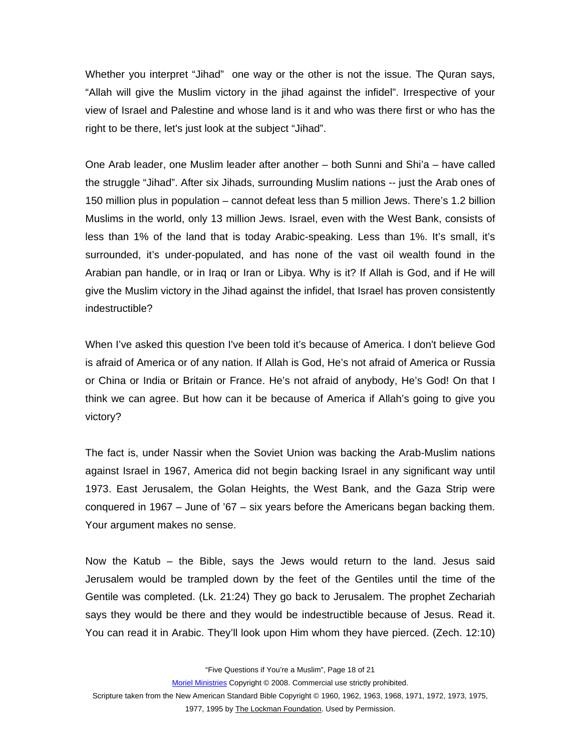Whether you interpret "Jihad" one way or the other is not the issue. The Quran says, "Allah will give the Muslim victory in the jihad against the infidel". Irrespective of your view of Israel and Palestine and whose land is it and who was there first or who has the right to be there, let's just look at the subject "Jihad".

One Arab leader, one Muslim leader after another – both Sunni and Shi'a – have called the struggle "Jihad". After six Jihads, surrounding Muslim nations -- just the Arab ones of 150 million plus in population – cannot defeat less than 5 million Jews. There's 1.2 billion Muslims in the world, only 13 million Jews. Israel, even with the West Bank, consists of less than 1% of the land that is today Arabic-speaking. Less than 1%. It's small, it's surrounded, it's under-populated, and has none of the vast oil wealth found in the Arabian pan handle, or in Iraq or Iran or Libya. Why is it? If Allah is God, and if He will give the Muslim victory in the Jihad against the infidel, that Israel has proven consistently indestructible?

When I've asked this question I've been told it's because of America. I don't believe God is afraid of America or of any nation. If Allah is God, He's not afraid of America or Russia or China or India or Britain or France. He's not afraid of anybody, He's God! On that I think we can agree. But how can it be because of America if Allah's going to give you victory?

The fact is, under Nassir when the Soviet Union was backing the Arab-Muslim nations against Israel in 1967, America did not begin backing Israel in any significant way until 1973. East Jerusalem, the Golan Heights, the West Bank, and the Gaza Strip were conquered in 1967 – June of '67 – six years before the Americans began backing them. Your argument makes no sense.

Now the Katub – the Bible, says the Jews would return to the land. Jesus said Jerusalem would be trampled down by the feet of the Gentiles until the time of the Gentile was completed. (Lk. 21:24) They go back to Jerusalem. The prophet Zechariah says they would be there and they would be indestructible because of Jesus. Read it. You can read it in Arabic. They'll look upon Him whom they have pierced. (Zech. 12:10)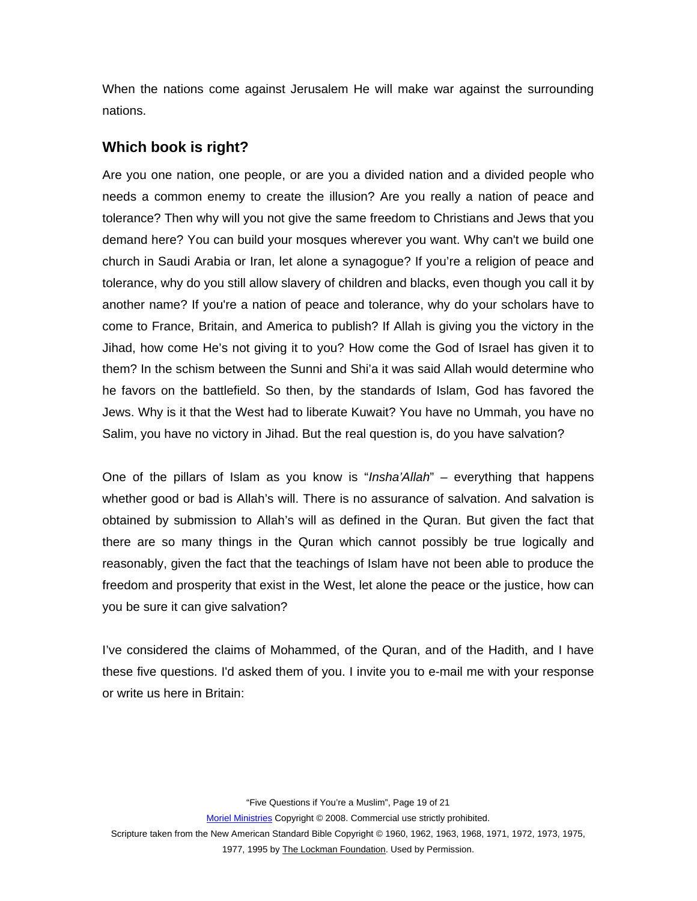When the nations come against Jerusalem He will make war against the surrounding nations.

## Which book is right?

Are you one nation, one people, or are you a divided nation and a divided people who needs a common enemy to create the illusion? Are you really a nation of peace and tolerance? Then why will you not give the same freedom to Christians and Jews that you demand here? You can build your mosques wherever you want. Why can't we build one church in Saudi Arabia or Iran, let alone a synagogue? If you're a religion of peace and tolerance, why do you still allow slavery of children and blacks, even though you call it by another name? If you're a nation of peace and tolerance, why do your scholars have to come to France, Britain, and America to publish? If Allah is giving you the victory in the Jihad, how come He's not giving it to you? How come the God of Israel has given it to them? In the schism between the Sunni and Shi'a it was said Allah would determine who he favors on the battlefield. So then, by the standards of Islam, God has favored the Jews. Why is it that the West had to liberate Kuwait? You have no Ummah, you have no Salim, you have no victory in Jihad. But the real question is, do you have salvation?

One of the pillars of Islam as you know is "*Insha'Allah*" – everything that happens whether good or bad is Allah's will. There is no assurance of salvation. And salvation is obtained by submission to Allah's will as defined in the Quran. But given the fact that there are so many things in the Quran which cannot possibly be true logically and reasonably, given the fact that the teachings of Islam have not been able to produce the freedom and prosperity that exist in the West, let alone the peace or the justice, how can you be sure it can give salvation?

I've considered the claims of Mohammed, of the Quran, and of the Hadith, and I have these five questions. I'd asked them of you. I invite you to e-mail me with your response or write us here in Britain: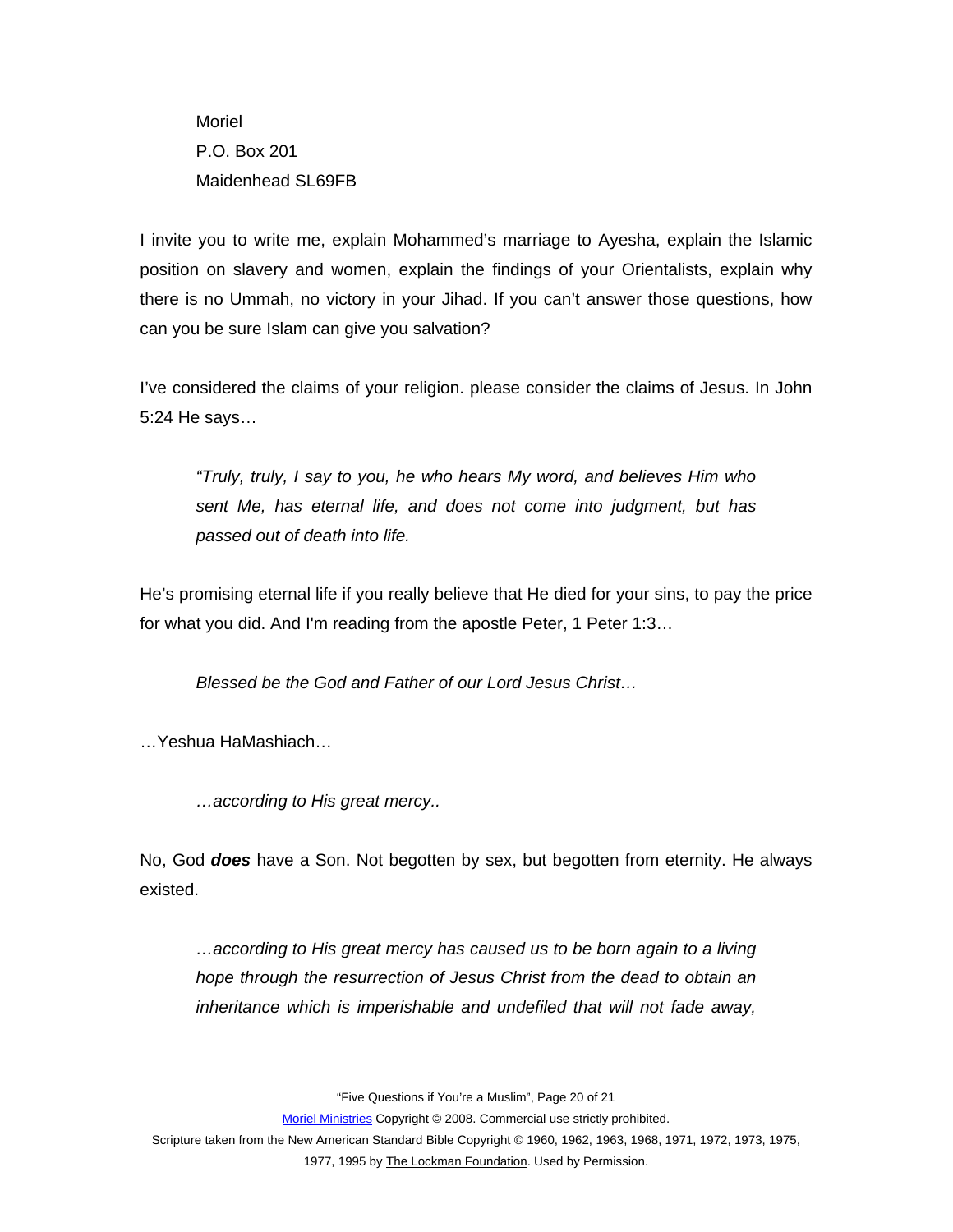Moriel
P.O. Box 201
Maidenhead SL69FB

I invite you to write me, explain Mohammed's marriage to Ayesha, explain the Islamic position on slavery and women, explain the findings of your Orientalists, explain why there is no Ummah, no victory in your Jihad. If you can't answer those questions, how can you be sure Islam can give you salvation?

I've considered the claims of your religion. please consider the claims of Jesus. In John 5:24 He says…

> *"Truly, truly, I say to you, he who hears My word, and believes Him who sent Me, has eternal life, and does not come into judgment, but has passed out of death into life.*

He's promising eternal life if you really believe that He died for your sins, to pay the price for what you did. And I'm reading from the apostle Peter, 1 Peter 1:3…

> *Blessed be the God and Father of our Lord Jesus Christ…*

…Yeshua HaMashiach…

> *…according to His great mercy..*

No, God ***does*** have a Son. Not begotten by sex, but begotten from eternity. He always existed.

> *…according to His great mercy has caused us to be born again to a living hope through the resurrection of Jesus Christ from the dead to obtain an inheritance which is imperishable and undefiled that will not fade away,*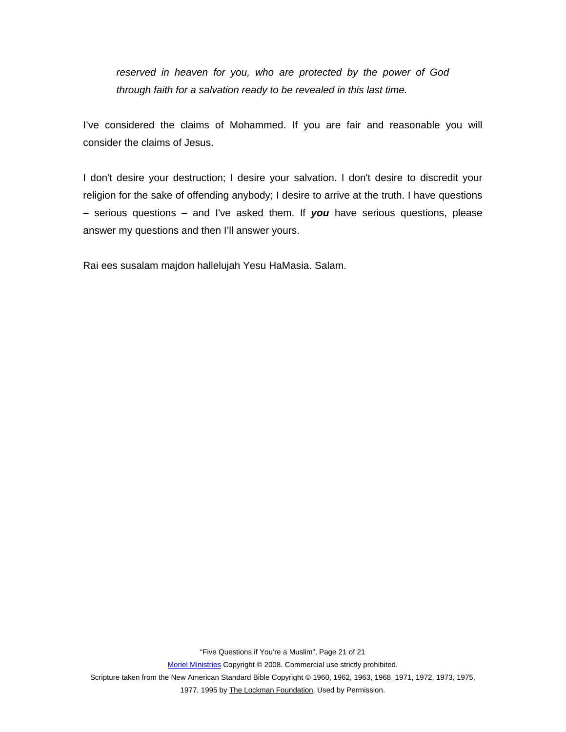> *reserved in heaven for you, who are protected by the power of God through faith for a salvation ready to be revealed in this last time.*

I've considered the claims of Mohammed. If you are fair and reasonable you will consider the claims of Jesus.

I don't desire your destruction; I desire your salvation. I don't desire to discredit your religion for the sake of offending anybody; I desire to arrive at the truth. I have questions – serious questions – and I've asked them. If ***you*** have serious questions, please answer my questions and then I'll answer yours.

Rai ees susalam majdon hallelujah Yesu HaMasia. Salam.

Moriel Ministries Copyright © 2008. Commercial use strictly prohibited.
Scripture taken from the New American Standard Bible Copyright © 1960, 1962, 1963, 1968, 1971, 1972, 1973, 1975, 1977, 1995 by The Lockman Foundation. Used by Permission.